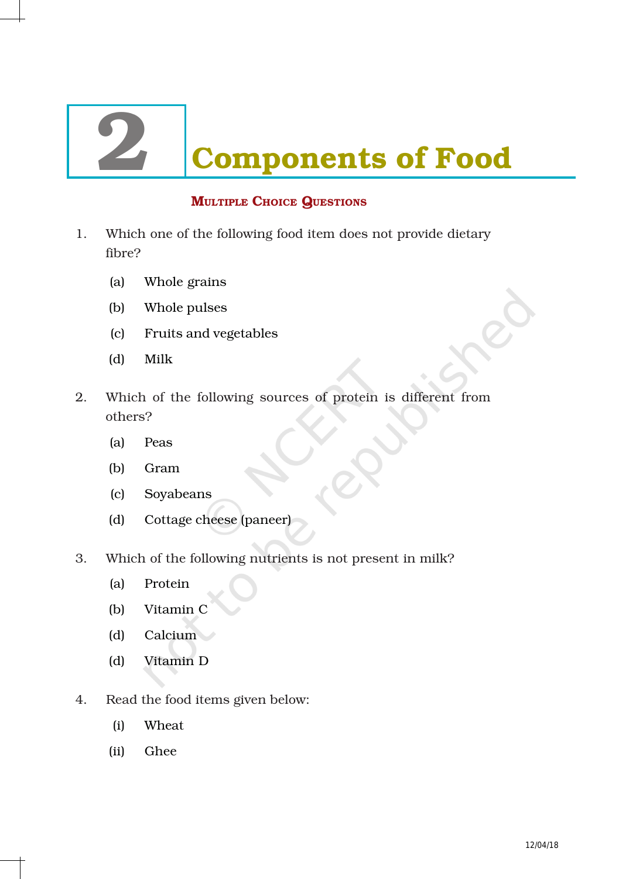# 2 Components of Food

## Multiple Choice Questions

1. Which one of the following food item does not provide dietary fibre?

   (a) Whole grains

   (b) Whole pulses

   (c) Fruits and vegetables

   (d) Milk

2. Which of the following sources of protein is different from others?

   (a) Peas

   (b) Gram

   (c) Soyabeans

   (d) Cottage cheese (paneer)

3. Which of the following nutrients is not present in milk?

   (a) Protein

   (b) Vitamin C

   (d) Calcium

   (d) Vitamin D

4. Read the food items given below:

   (i) Wheat

   (ii) Ghee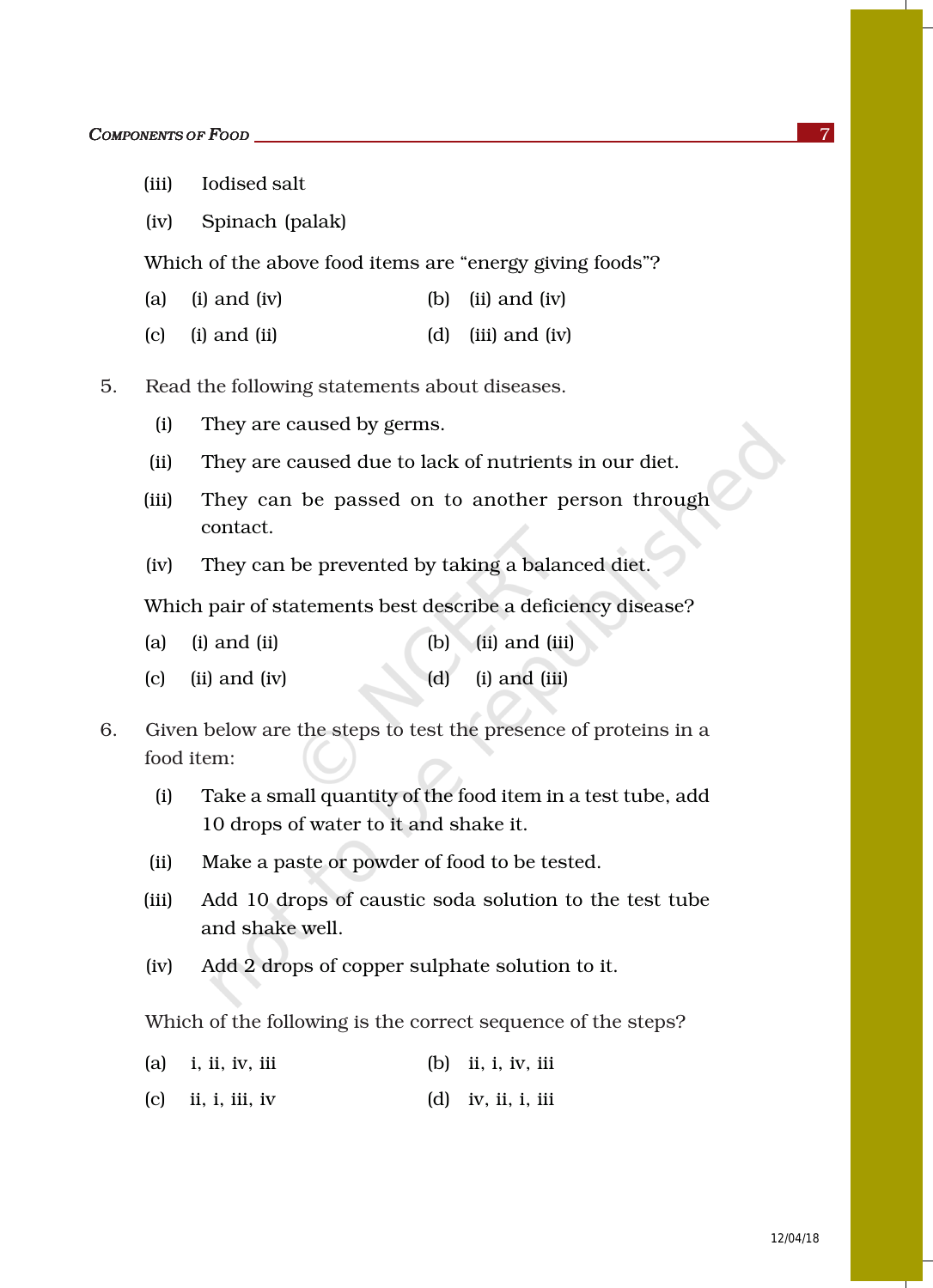(iii) Iodised salt

(iv) Spinach (palak)

Which of the above food items are “energy giving foods”?

(a) (i) and (iv) (b) (ii) and (iv)

(c) (i) and (ii) (d) (iii) and (iv)

5. Read the following statements about diseases.

(i) They are caused by germs.

(ii) They are caused due to lack of nutrients in our diet.

(iii) They can be passed on to another person through contact.

(iv) They can be prevented by taking a balanced diet.

Which pair of statements best describe a deficiency disease?

(a) (i) and (ii) (b) (ii) and (iii)

(c) (ii) and (iv) (d) (i) and (iii)

6. Given below are the steps to test the presence of proteins in a food item:

(i) Take a small quantity of the food item in a test tube, add 10 drops of water to it and shake it.

(ii) Make a paste or powder of food to be tested.

(iii) Add 10 drops of caustic soda solution to the test tube and shake well.

(iv) Add 2 drops of copper sulphate solution to it.

Which of the following is the correct sequence of the steps?

(a) i, ii, iv, iii (b) ii, i, iv, iii

(c) ii, i, iii, iv (d) iv, ii, i, iii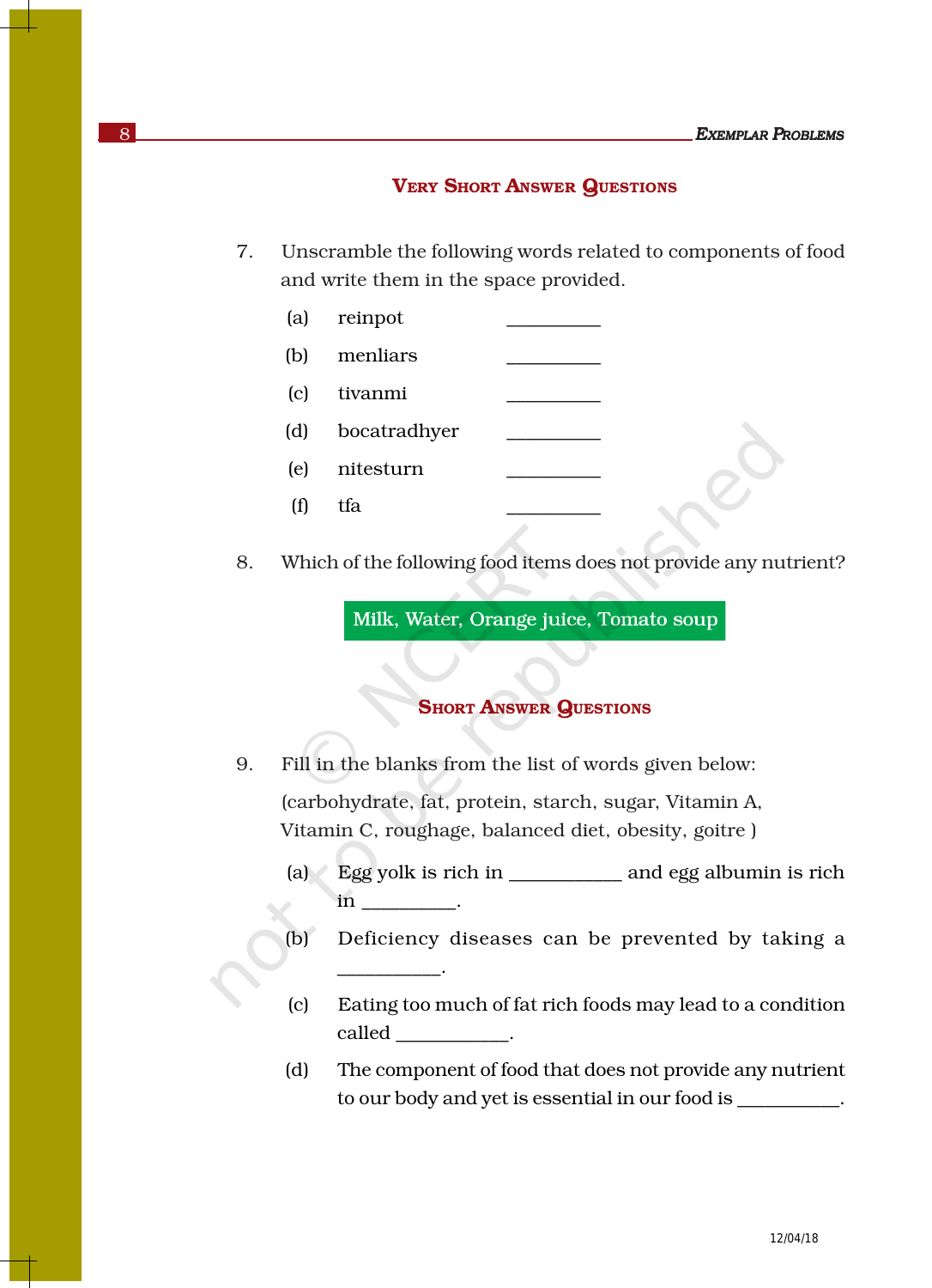## Very Short Answer Questions

7. Unscramble the following words related to components of food and write them in the space provided.

   (a) reinpot __________

   (b) menliars __________

   (c) tivanmi __________

   (d) bocatradhyer __________

   (e) nitesturn __________

   (f) tfa __________

8. Which of the following food items does not provide any nutrient?

   **Milk, Water, Orange juice, Tomato soup**

## Short Answer Questions

9. Fill in the blanks from the list of words given below:

   (carbohydrate, fat, protein, starch, sugar, Vitamin A, Vitamin C, roughage, balanced diet, obesity, goitre )

   (a) Egg yolk is rich in ___________ and egg albumin is rich in _________.

   (b) Deficiency diseases can be prevented by taking a __________.

   (c) Eating too much of fat rich foods may lead to a condition called ___________.

   (d) The component of food that does not provide any nutrient to our body and yet is essential in our food is __________.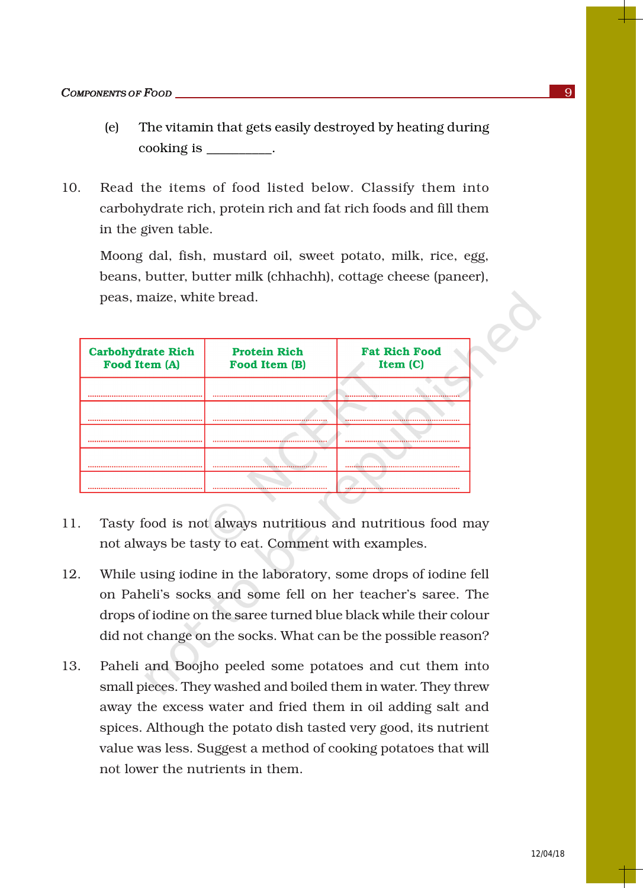(e) The vitamin that gets easily destroyed by heating during cooking is \_\_\_\_\_\_\_\_\_.

10. Read the items of food listed below. Classify them into carbohydrate rich, protein rich and fat rich foods and fill them in the given table.

    Moong dal, fish, mustard oil, sweet potato, milk, rice, egg, beans, butter, butter milk (chhachh), cottage cheese (paneer), peas, maize, white bread.

| Carbohydrate Rich Food Item (A) | Protein Rich Food Item (B) | Fat Rich Food Item (C) |
|---|---|---|
| ............ | ............ | ............ |
| ............ | ............ | ............ |
| ............ | ............ | ............ |
| ............ | ............ | ............ |
| ............ | ............ | ............ |

11. Tasty food is not always nutritious and nutritious food may not always be tasty to eat. Comment with examples.

12. While using iodine in the laboratory, some drops of iodine fell on Paheli's socks and some fell on her teacher's saree. The drops of iodine on the saree turned blue black while their colour did not change on the socks. What can be the possible reason?

13. Paheli and Boojho peeled some potatoes and cut them into small pieces. They washed and boiled them in water. They threw away the excess water and fried them in oil adding salt and spices. Although the potato dish tasted very good, its nutrient value was less. Suggest a method of cooking potatoes that will not lower the nutrients in them.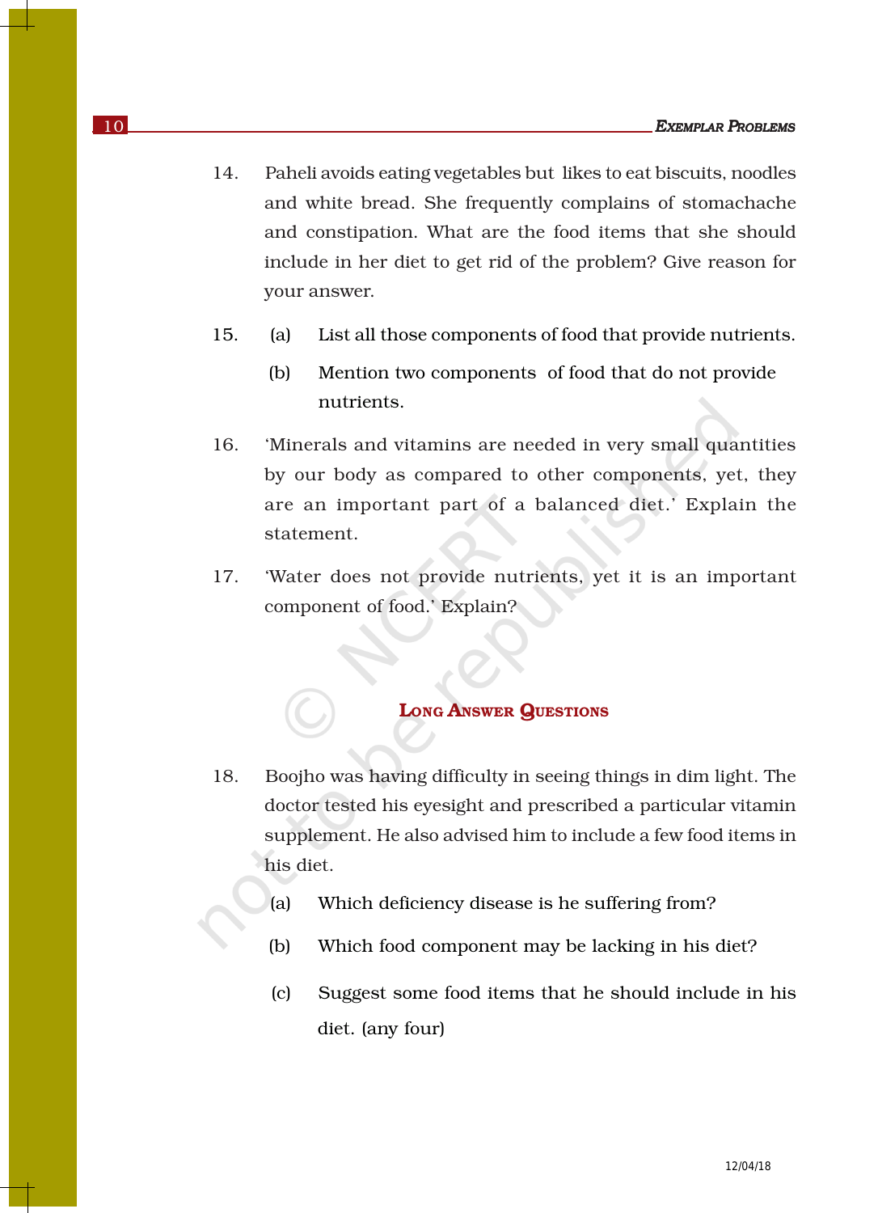14. Paheli avoids eating vegetables but likes to eat biscuits, noodles and white bread. She frequently complains of stomachache and constipation. What are the food items that she should include in her diet to get rid of the problem? Give reason for your answer.

15. (a) List all those components of food that provide nutrients.

    (b) Mention two components of food that do not provide nutrients.

16. 'Minerals and vitamins are needed in very small quantities by our body as compared to other components, yet, they are an important part of a balanced diet.' Explain the statement.

17. 'Water does not provide nutrients, yet it is an important component of food.' Explain?

## Long Answer Questions

18. Boojho was having difficulty in seeing things in dim light. The doctor tested his eyesight and prescribed a particular vitamin supplement. He also advised him to include a few food items in his diet.

    (a) Which deficiency disease is he suffering from?

    (b) Which food component may be lacking in his diet?

    (c) Suggest some food items that he should include in his diet. (any four)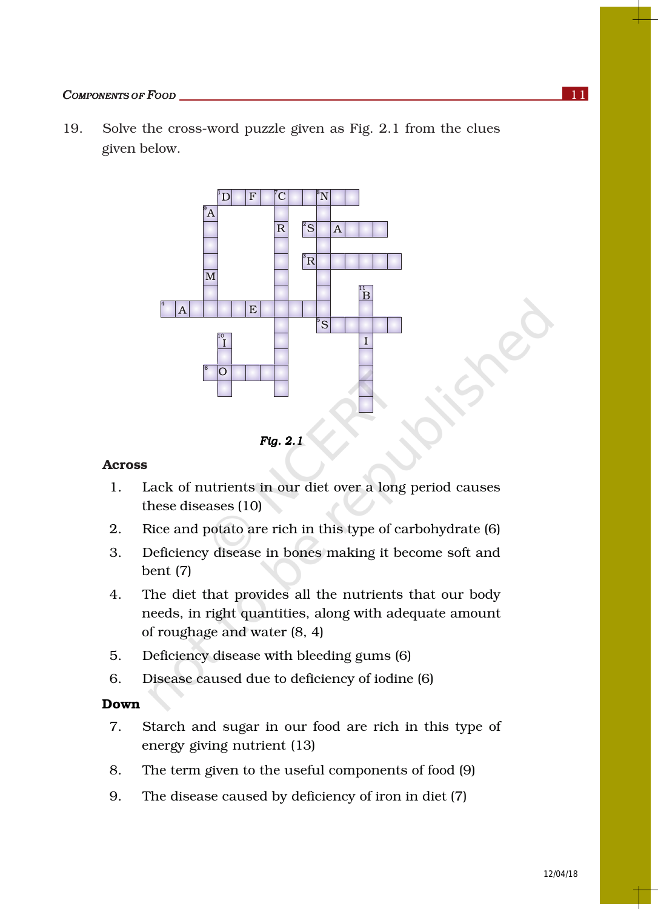19. Solve the cross-word puzzle given as Fig. 2.1 from the clues given below.

*Fig. 2.1*

**Across**

1. Lack of nutrients in our diet over a long period causes these diseases (10)
2. Rice and potato are rich in this type of carbohydrate (6)
3. Deficiency disease in bones making it become soft and bent (7)
4. The diet that provides all the nutrients that our body needs, in right quantities, along with adequate amount of roughage and water (8, 4)
5. Deficiency disease with bleeding gums (6)
6. Disease caused due to deficiency of iodine (6)

**Down**

7. Starch and sugar in our food are rich in this type of energy giving nutrient (13)
8. The term given to the useful components of food (9)
9. The disease caused by deficiency of iron in diet (7)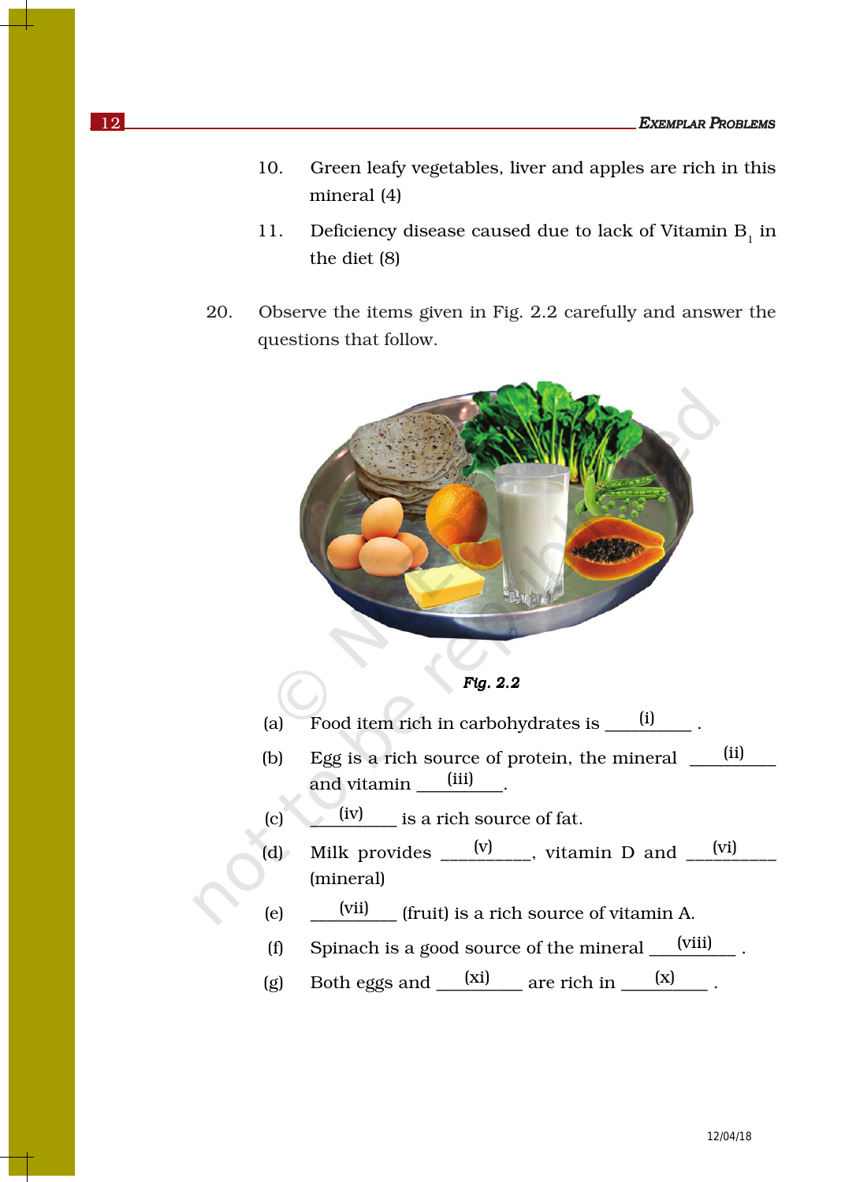10. Green leafy vegetables, liver and apples are rich in this mineral (4)

11. Deficiency disease caused due to lack of Vitamin $B_1$ in the diet (8)

20. Observe the items given in Fig. 2.2 carefully and answer the questions that follow.

***Fig. 2.2***

(a) Food item rich in carbohydrates is ___(i)___ .

(b) Egg is a rich source of protein, the mineral ___(ii)___ and vitamin ___(iii)___.

(c) ___(iv)___ is a rich source of fat.

(d) Milk provides ___(v)___, vitamin D and ___(vi)___ (mineral)

(e) ___(vii)___ (fruit) is a rich source of vitamin A.

(f) Spinach is a good source of the mineral ___(viii)___ .

(g) Both eggs and ___(xi)___ are rich in ___(x)___ .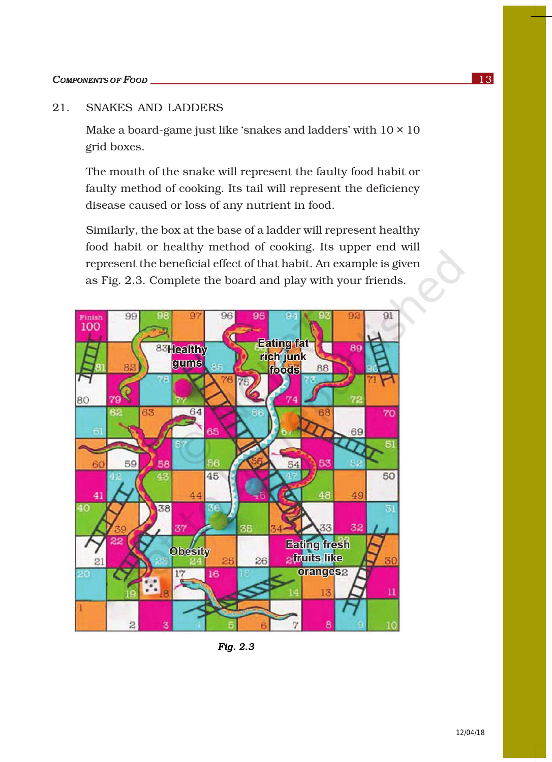21. SNAKES AND LADDERS

Make a board-game just like 'snakes and ladders' with 10 × 10 grid boxes.

The mouth of the snake will represent the faulty food habit or faulty method of cooking. Its tail will represent the deficiency disease caused or loss of any nutrient in food.

Similarly, the box at the base of a ladder will represent healthy food habit or healthy method of cooking. Its upper end will represent the beneficial effect of that habit. An example is given as Fig. 2.3. Complete the board and play with your friends.

Finish 100

Healthy gums

Eating fat rich junk foods

Obesity

Eating fresh fruits like oranges

*Fig. 2.3*